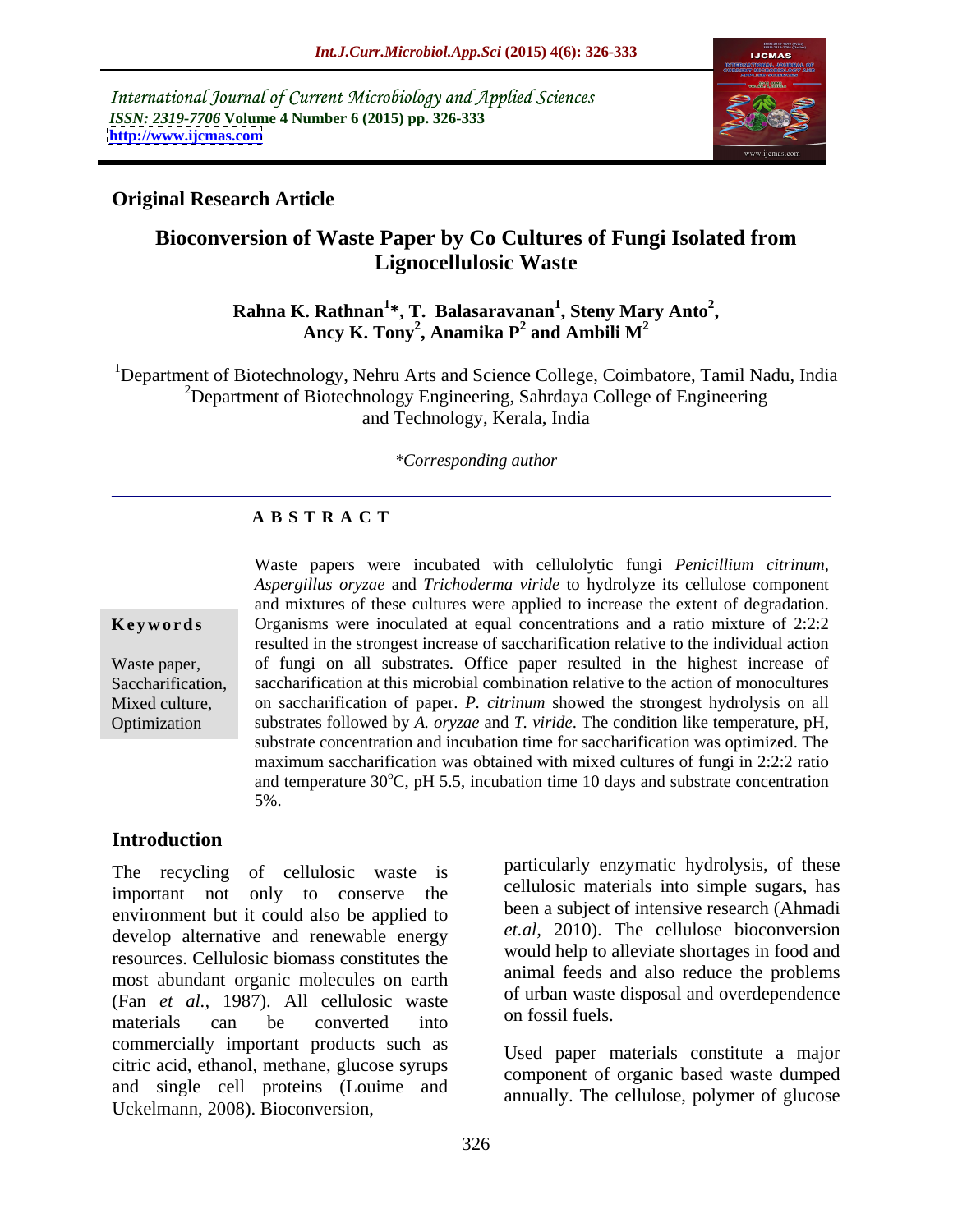International Journal of Current Microbiology and Applied Sciences
*ISSN: 2319-7706* **Volume 4 Number 6 (2015) pp. 326-333**
**http://www.ijcmas.com**

**Original Research Article**

# Bioconversion of Waste Paper by Co Cultures of Fungi Isolated from Lignocellulosic Waste

**Rahna K. Rathnan[1]\*, T. Balasaravanan[1], Steny Mary Anto[2], Ancy K. Tony[2], Anamika P[2] and Ambili M[2]**

[1]Department of Biotechnology, Nehru Arts and Science College, Coimbatore, Tamil Nadu, India
[2]Department of Biotechnology Engineering, Sahrdaya College of Engineering and Technology, Kerala, India

*\*Corresponding author*

## A B S T R A C T

**Keywords**

Waste paper, Saccharification, Mixed culture, Optimization

Waste papers were incubated with cellulolytic fungi *Penicillium citrinum*, *Aspergillus oryzae* and *Trichoderma viride* to hydrolyze its cellulose component and mixtures of these cultures were applied to increase the extent of degradation. Organisms were inoculated at equal concentrations and a ratio mixture of 2:2:2 resulted in the strongest increase of saccharification relative to the individual action of fungi on all substrates. Office paper resulted in the highest increase of saccharification at this microbial combination relative to the action of monocultures on saccharification of paper. *P. citrinum* showed the strongest hydrolysis on all substrates followed by *A. oryzae* and *T. viride*. The condition like temperature, pH, substrate concentration and incubation time for saccharification was optimized. The maximum saccharification was obtained with mixed cultures of fungi in 2:2:2 ratio and temperature 30$^{o}$C, pH 5.5, incubation time 10 days and substrate concentration 5%.

## Introduction

The recycling of cellulosic waste is important not only to conserve the environment but it could also be applied to develop alternative and renewable energy resources. Cellulosic biomass constitutes the most abundant organic molecules on earth (Fan *et al.,* 1987). All cellulosic waste materials can be converted into commercially important products such as citric acid, ethanol, methane, glucose syrups and single cell proteins (Louime and Uckelmann, 2008). Bioconversion, particularly enzymatic hydrolysis, of these cellulosic materials into simple sugars, has been a subject of intensive research (Ahmadi *et.al,* 2010). The cellulose bioconversion would help to alleviate shortages in food and animal feeds and also reduce the problems of urban waste disposal and overdependence on fossil fuels.

Used paper materials constitute a major component of organic based waste dumped annually. The cellulose, polymer of glucose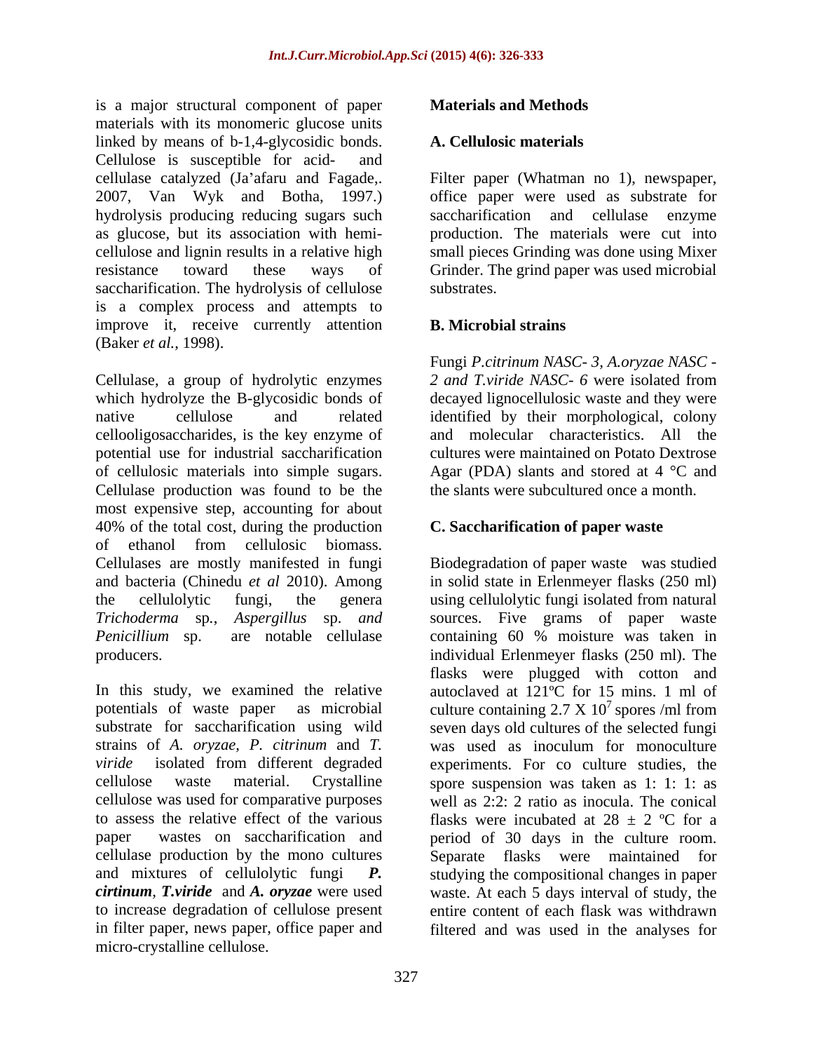is a major structural component of paper materials with its monomeric glucose units linked by means of b-1,4-glycosidic bonds. Cellulose is susceptible for acid- and cellulase catalyzed (Ja'afaru and Fagade,. 2007, Van Wyk and Botha, 1997.) hydrolysis producing reducing sugars such as glucose, but its association with hemi-cellulose and lignin results in a relative high resistance toward these ways of saccharification. The hydrolysis of cellulose is a complex process and attempts to improve it, receive currently attention (Baker *et al.,* 1998).

Cellulase, a group of hydrolytic enzymes which hydrolyze the B-glycosidic bonds of native cellulose and related cellooligosaccharides, is the key enzyme of potential use for industrial saccharification of cellulosic materials into simple sugars. Cellulase production was found to be the most expensive step, accounting for about 40% of the total cost, during the production of ethanol from cellulosic biomass. Cellulases are mostly manifested in fungi and bacteria (Chinedu *et al* 2010). Among the cellulolytic fungi, the genera *Trichoderma* sp., *Aspergillus* sp. *and Penicillium* sp. are notable cellulase producers.

In this study, we examined the relative potentials of waste paper as microbial substrate for saccharification using wild strains of *A. oryzae, P. citrinum* and *T. viride* isolated from different degraded cellulose waste material. Crystalline cellulose was used for comparative purposes to assess the relative effect of the various paper wastes on saccharification and cellulase production by the mono cultures and mixtures of cellulolytic fungi ***P. cirtinum***, ***T.viride*** and ***A. oryzae*** were used to increase degradation of cellulose present in filter paper, news paper, office paper and micro-crystalline cellulose.

## Materials and Methods

### A. Cellulosic materials

Filter paper (Whatman no 1), newspaper, office paper were used as substrate for saccharification and cellulase enzyme production. The materials were cut into small pieces Grinding was done using Mixer Grinder. The grind paper was used microbial substrates.

### B. Microbial strains

Fungi *P.citrinum NASC- 3, A.oryzae NASC - 2 and T.viride NASC- 6* were isolated from decayed lignocellulosic waste and they were identified by their morphological, colony and molecular characteristics. All the cultures were maintained on Potato Dextrose Agar (PDA) slants and stored at 4 °C and the slants were subcultured once a month.

### C. Saccharification of paper waste

Biodegradation of paper waste was studied in solid state in Erlenmeyer flasks (250 ml) using cellulolytic fungi isolated from natural sources. Five grams of paper waste containing 60 % moisture was taken in individual Erlenmeyer flasks (250 ml). The flasks were plugged with cotton and autoclaved at 121ºC for 15 mins. 1 ml of culture containing 2.7 X $10^7$ spores /ml from seven days old cultures of the selected fungi was used as inoculum for monoculture experiments. For co culture studies, the spore suspension was taken as 1: 1: 1: as well as 2:2: 2 ratio as inocula. The conical flasks were incubated at 28 ± 2 ºC for a period of 30 days in the culture room. Separate flasks were maintained for studying the compositional changes in paper waste. At each 5 days interval of study, the entire content of each flask was withdrawn filtered and was used in the analyses for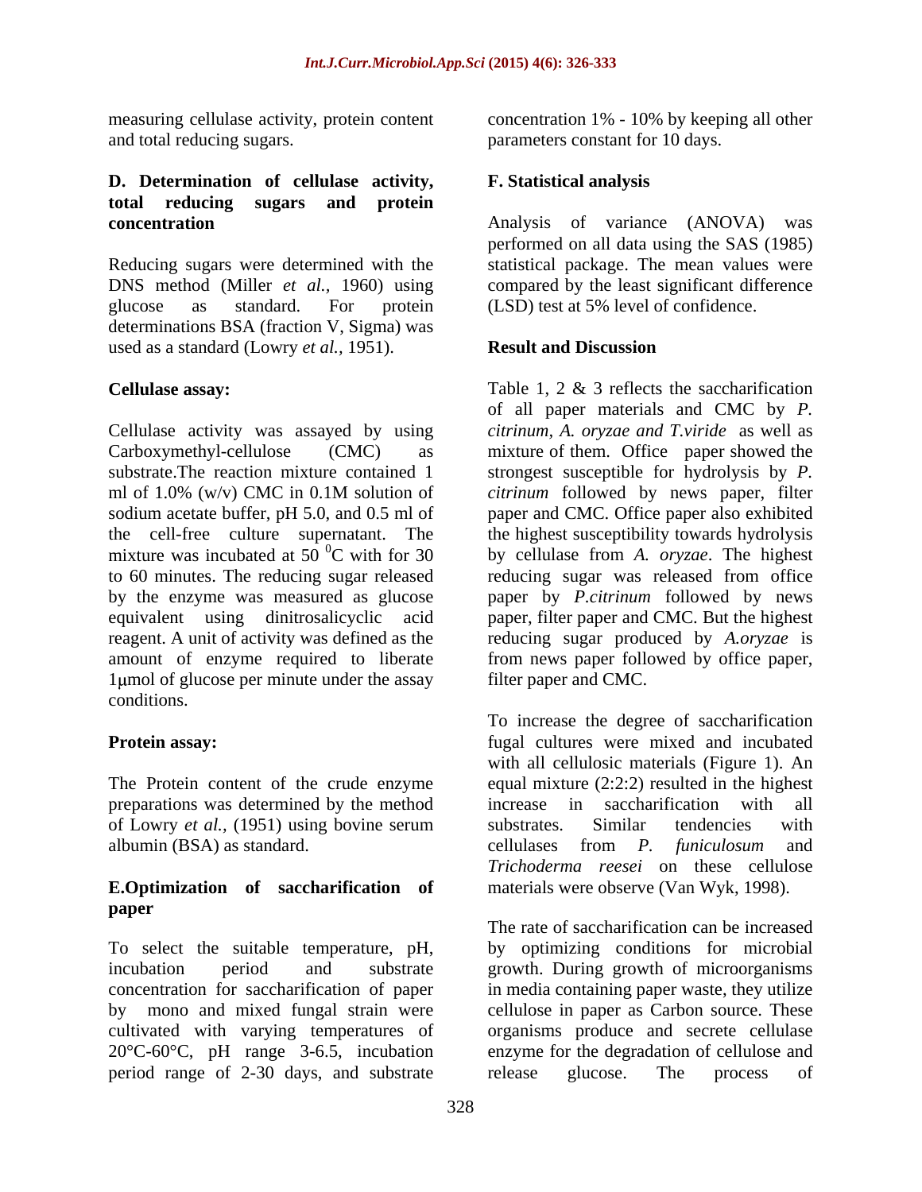measuring cellulase activity, protein content and total reducing sugars.

### D. Determination of cellulase activity, total reducing sugars and protein concentration

Reducing sugars were determined with the DNS method (Miller *et al.,* 1960) using glucose as standard. For protein determinations BSA (fraction V, Sigma) was used as a standard (Lowry *et al.*, 1951).

**Cellulase assay:**

Cellulase activity was assayed by using Carboxymethyl-cellulose (CMC) as substrate.The reaction mixture contained 1 ml of 1.0% (w/v) CMC in 0.1M solution of sodium acetate buffer, pH 5.0, and 0.5 ml of the cell-free culture supernatant. The mixture was incubated at 50 $^{0}$C with for 30 to 60 minutes. The reducing sugar released by the enzyme was measured as glucose equivalent using dinitrosalicyclic acid reagent. A unit of activity was defined as the amount of enzyme required to liberate 1μmol of glucose per minute under the assay conditions.

**Protein assay:**

The Protein content of the crude enzyme preparations was determined by the method of Lowry *et al.,* (1951) using bovine serum albumin (BSA) as standard.

### E.Optimization of saccharification of paper

To select the suitable temperature, pH, incubation period and substrate concentration for saccharification of paper by mono and mixed fungal strain were cultivated with varying temperatures of 20°C-60°C, pH range 3-6.5, incubation period range of 2-30 days, and substrate concentration 1% - 10% by keeping all other parameters constant for 10 days.

### F. Statistical analysis

Analysis of variance (ANOVA) was performed on all data using the SAS (1985) statistical package. The mean values were compared by the least significant difference (LSD) test at 5% level of confidence.

## Result and Discussion

Table 1, 2 & 3 reflects the saccharification of all paper materials and CMC by *P. citrinum, A. oryzae and T.viride* as well as mixture of them. Office paper showed the strongest susceptible for hydrolysis by *P. citrinum* followed by news paper, filter paper and CMC. Office paper also exhibited the highest susceptibility towards hydrolysis by cellulase from *A. oryzae*. The highest reducing sugar was released from office paper by *P.citrinum* followed by news paper, filter paper and CMC. But the highest reducing sugar produced by *A.oryzae* is from news paper followed by office paper, filter paper and CMC.

To increase the degree of saccharification fugal cultures were mixed and incubated with all cellulosic materials (Figure 1). An equal mixture (2:2:2) resulted in the highest increase in saccharification with all substrates. Similar tendencies with cellulases from *P. funiculosum* and *Trichoderma reesei* on these cellulose materials were observe (Van Wyk, 1998).

The rate of saccharification can be increased by optimizing conditions for microbial growth. During growth of microorganisms in media containing paper waste, they utilize cellulose in paper as Carbon source. These organisms produce and secrete cellulase enzyme for the degradation of cellulose and release glucose. The process of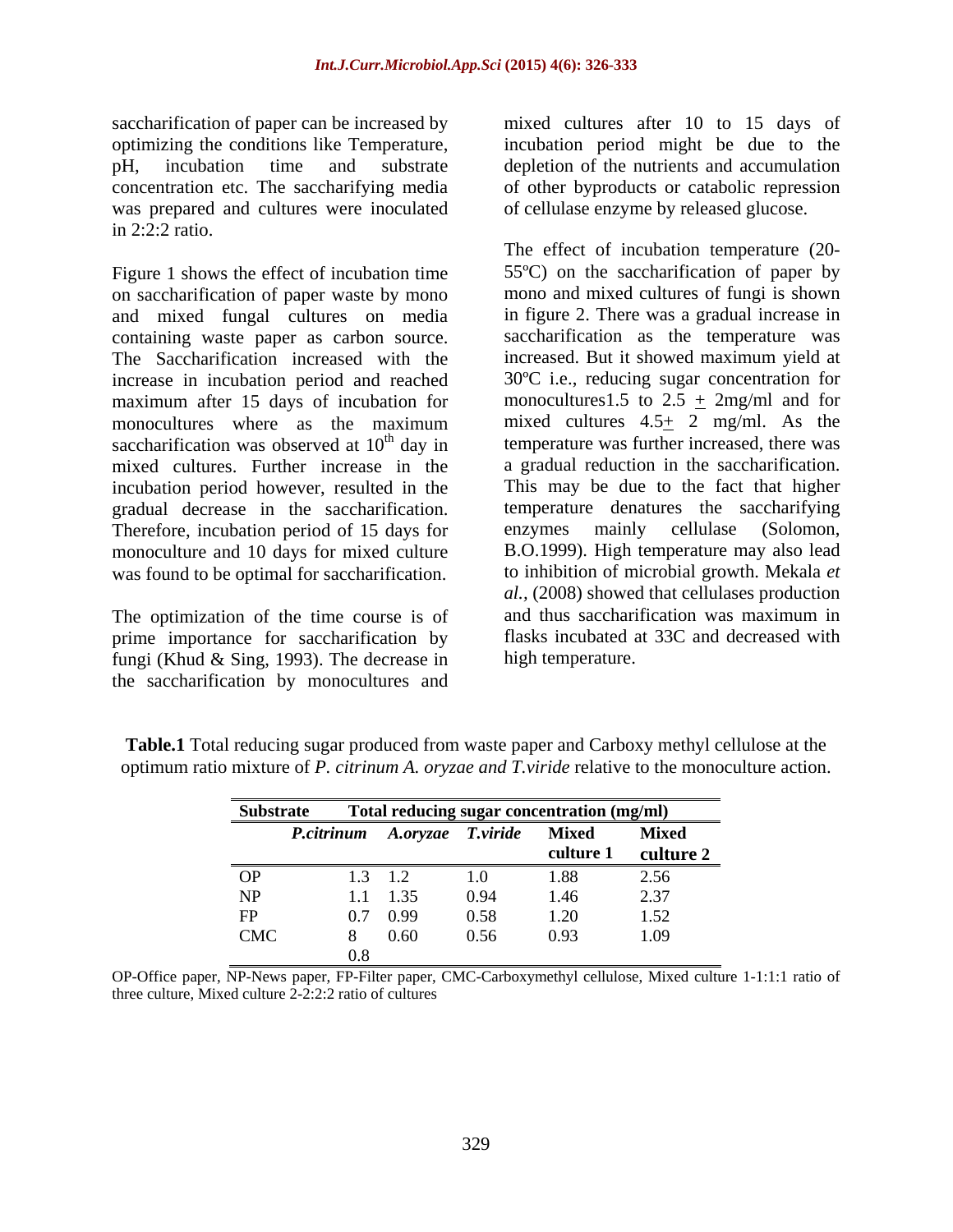saccharification of paper can be increased by optimizing the conditions like Temperature, pH, incubation time and substrate concentration etc. The saccharifying media was prepared and cultures were inoculated in 2:2:2 ratio.

Figure 1 shows the effect of incubation time on saccharification of paper waste by mono and mixed fungal cultures on media containing waste paper as carbon source. The Saccharification increased with the increase in incubation period and reached maximum after 15 days of incubation for monocultures where as the maximum saccharification was observed at 10$^{th}$ day in mixed cultures. Further increase in the incubation period however, resulted in the gradual decrease in the saccharification. Therefore, incubation period of 15 days for monoculture and 10 days for mixed culture was found to be optimal for saccharification.

The optimization of the time course is of prime importance for saccharification by fungi (Khud & Sing, 1993). The decrease in the saccharification by monocultures and mixed cultures after 10 to 15 days of incubation period might be due to the depletion of the nutrients and accumulation of other byproducts or catabolic repression of cellulase enzyme by released glucose.

The effect of incubation temperature (20-55ºC) on the saccharification of paper by mono and mixed cultures of fungi is shown in figure 2. There was a gradual increase in saccharification as the temperature was increased. But it showed maximum yield at 30ºC i.e., reducing sugar concentration for monocultures1.5 to 2.5 ± 2mg/ml and for mixed cultures 4.5± 2 mg/ml. As the temperature was further increased, there was a gradual reduction in the saccharification. This may be due to the fact that higher temperature denatures the saccharifying enzymes mainly cellulase (Solomon, B.O.1999). High temperature may also lead to inhibition of microbial growth. Mekala *et al.,* (2008) showed that cellulases production and thus saccharification was maximum in flasks incubated at 33C and decreased with high temperature.

**Table.1** Total reducing sugar produced from waste paper and Carboxy methyl cellulose at the optimum ratio mixture of *P. citrinum A. oryzae and T.viride* relative to the monoculture action.

| Substrate | Total reducing sugar concentration (mg/ml) | | | | |
|---|---|---|---|---|---|
| | *P.citrinum* | *A.oryzae* | *T.viride* | Mixed culture 1 | Mixed culture 2 |
| OP | 1.3 | 1.2 | 1.0 | 1.88 | 2.56 |
| NP | 1.1 | 1.35 | 0.94 | 1.46 | 2.37 |
| FP | 0.7 | 0.99 | 0.58 | 1.20 | 1.52 |
| CMC | 8 | 0.60 | 0.56 | 0.93 | 1.09 |
| | 0.8 | | | | |

OP-Office paper, NP-News paper, FP-Filter paper, CMC-Carboxymethyl cellulose, Mixed culture 1-1:1:1 ratio of three culture, Mixed culture 2-2:2:2 ratio of cultures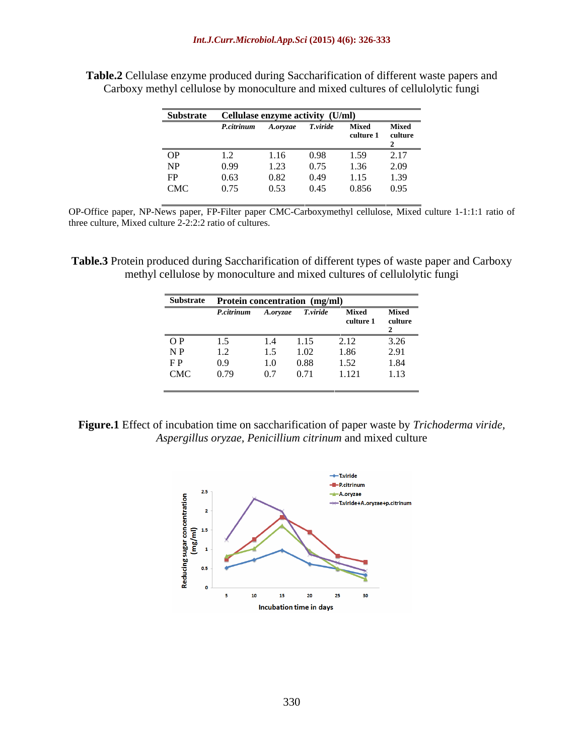**Table.2** Cellulase enzyme produced during Saccharification of different waste papers and Carboxy methyl cellulose by monoculture and mixed cultures of cellulolytic fungi

| Substrate | Cellulase enzyme activity (U/ml) | | | | |
|---|---|---|---|---|---|
| | *P.citrinum* | *A.oryzae* | *T.viride* | Mixed culture 1 | Mixed culture 2 |
| OP | 1.2 | 1.16 | 0.98 | 1.59 | 2.17 |
| NP | 0.99 | 1.23 | 0.75 | 1.36 | 2.09 |
| FP | 0.63 | 0.82 | 0.49 | 1.15 | 1.39 |
| CMC | 0.75 | 0.53 | 0.45 | 0.856 | 0.95 |

OP-Office paper, NP-News paper, FP-Filter paper CMC-Carboxymethyl cellulose, Mixed culture 1-1:1:1 ratio of three culture, Mixed culture 2-2:2:2 ratio of cultures.

**Table.3** Protein produced during Saccharification of different types of waste paper and Carboxy methyl cellulose by monoculture and mixed cultures of cellulolytic fungi

| Substrate | Protein concentration (mg/ml) | | | | |
|---|---|---|---|---|---|
| | *P.citrinum* | *A.oryzae* | *T.viride* | Mixed culture 1 | Mixed culture 2 |
| O P | 1.5 | 1.4 | 1.15 | 2.12 | 3.26 |
| N P | 1.2 | 1.5 | 1.02 | 1.86 | 2.91 |
| F P | 0.9 | 1.0 | 0.88 | 1.52 | 1.84 |
| CMC | 0.79 | 0.7 | 0.71 | 1.121 | 1.13 |

**Figure.1** Effect of incubation time on saccharification of paper waste by *Trichoderma viride, Aspergillus oryzae, Penicillium citrinum* and mixed culture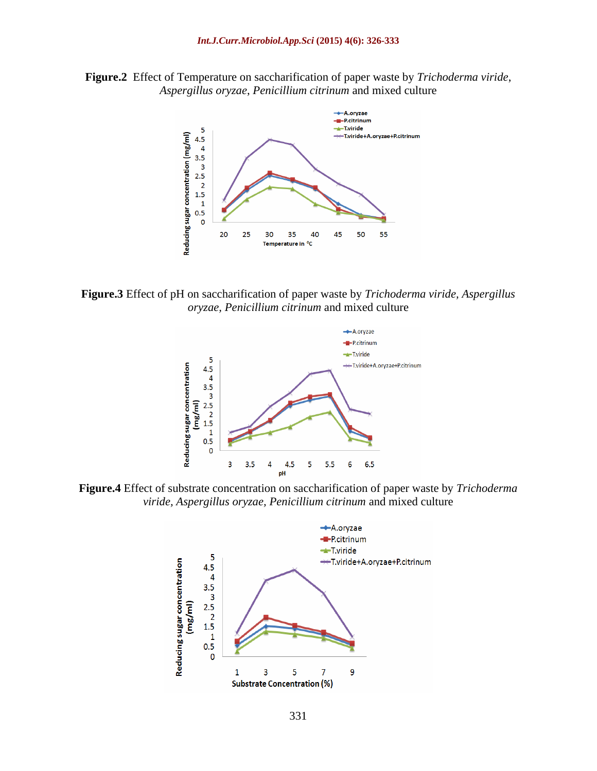**Figure.2** Effect of Temperature on saccharification of paper waste by *Trichoderma viride*, *Aspergillus oryzae*, *Penicillium citrinum* and mixed culture

**Figure.3** Effect of pH on saccharification of paper waste by *Trichoderma viride, Aspergillus oryzae, Penicillium citrinum* and mixed culture

**Figure.4** Effect of substrate concentration on saccharification of paper waste by *Trichoderma viride, Aspergillus oryzae, Penicillium citrinum* and mixed culture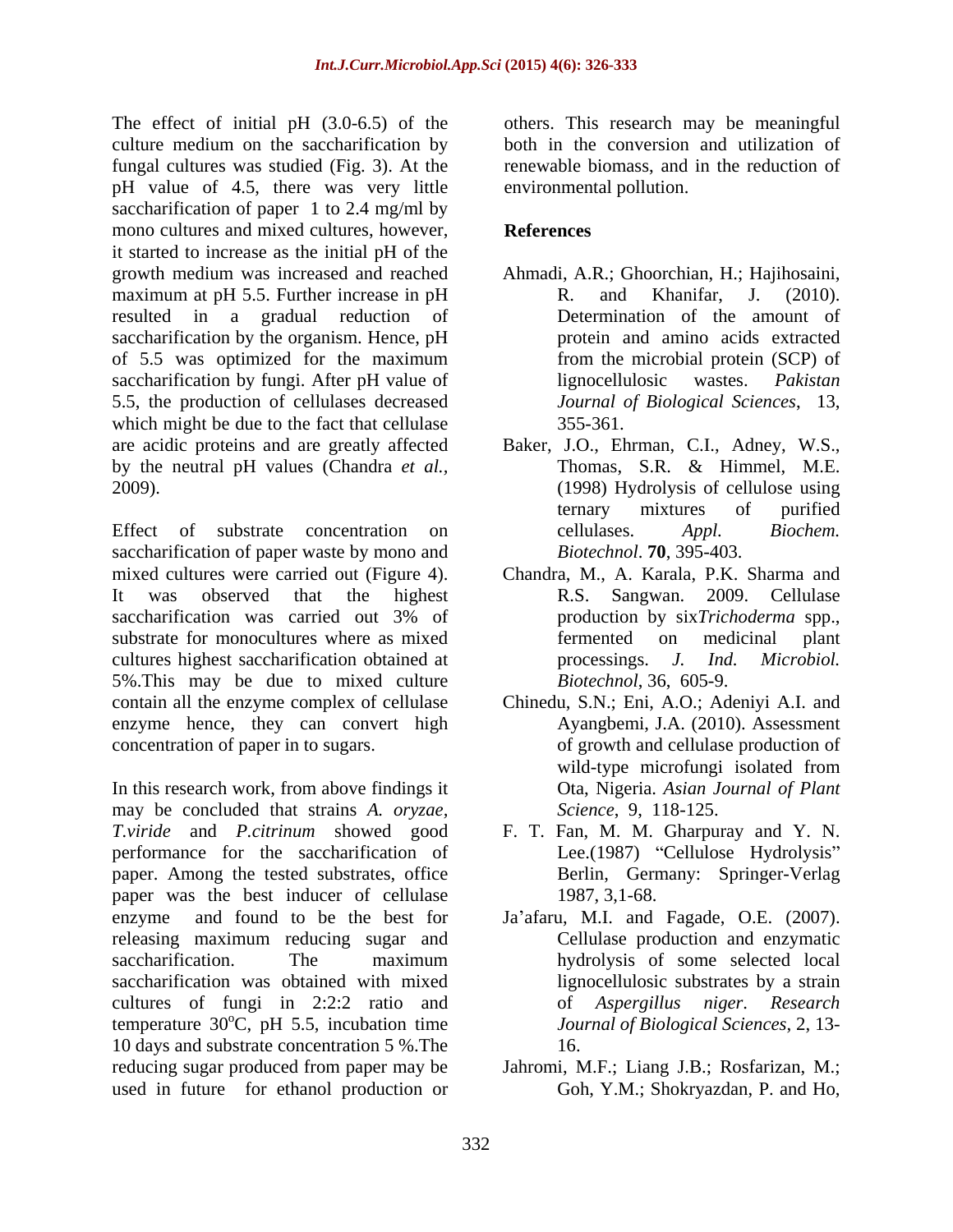The effect of initial pH (3.0-6.5) of the culture medium on the saccharification by fungal cultures was studied (Fig. 3). At the pH value of 4.5, there was very little saccharification of paper 1 to 2.4 mg/ml by mono cultures and mixed cultures, however, it started to increase as the initial pH of the growth medium was increased and reached maximum at pH 5.5. Further increase in pH resulted in a gradual reduction of saccharification by the organism. Hence, pH of 5.5 was optimized for the maximum saccharification by fungi. After pH value of 5.5, the production of cellulases decreased which might be due to the fact that cellulase are acidic proteins and are greatly affected by the neutral pH values (Chandra *et al.*, 2009).

Effect of substrate concentration on saccharification of paper waste by mono and mixed cultures were carried out (Figure 4). It was observed that the highest saccharification was carried out 3% of substrate for monocultures where as mixed cultures highest saccharification obtained at 5%.This may be due to mixed culture contain all the enzyme complex of cellulase enzyme hence, they can convert high concentration of paper in to sugars.

In this research work, from above findings it may be concluded that strains *A. oryzae*, *T.viride* and *P.citrinum* showed good performance for the saccharification of paper. Among the tested substrates, office paper was the best inducer of cellulase enzyme and found to be the best for releasing maximum reducing sugar and saccharification. The maximum saccharification was obtained with mixed cultures of fungi in 2:2:2 ratio and temperature 30$^{o}$C, pH 5.5, incubation time 10 days and substrate concentration 5 %.The reducing sugar produced from paper may be used in future for ethanol production or others. This research may be meaningful both in the conversion and utilization of renewable biomass, and in the reduction of environmental pollution.

## References

Ahmadi, A.R.; Ghoorchian, H.; Hajihosaini, R. and Khanifar, J. (2010). Determination of the amount of protein and amino acids extracted from the microbial protein (SCP) of lignocellulosic wastes. *Pakistan Journal of Biological Sciences*, 13, 355-361.

Baker, J.O., Ehrman, C.I., Adney, W.S., Thomas, S.R. & Himmel, M.E. (1998) Hydrolysis of cellulose using ternary mixtures of purified cellulases. *Appl. Biochem. Biotechnol*. **70**, 395-403.

Chandra, M., A. Karala, P.K. Sharma and R.S. Sangwan. 2009. Cellulase production by six*Trichoderma* spp., fermented on medicinal plant processings. *J. Ind. Microbiol. Biotechnol*, 36, 605-9.

Chinedu, S.N.; Eni, A.O.; Adeniyi A.I. and Ayangbemi, J.A. (2010). Assessment of growth and cellulase production of wild-type microfungi isolated from Ota, Nigeria. *Asian Journal of Plant Science*, 9, 118-125.

F. T. Fan, M. M. Gharpuray and Y. N. Lee.(1987) "Cellulose Hydrolysis" Berlin, Germany: Springer-Verlag 1987, 3,1-68.

Ja'afaru, M.I. and Fagade, O.E. (2007). Cellulase production and enzymatic hydrolysis of some selected local lignocellulosic substrates by a strain of *Aspergillus niger*. *Research Journal of Biological Sciences*, 2, 13-16.

Jahromi, M.F.; Liang J.B.; Rosfarizan, M.; Goh, Y.M.; Shokryazdan, P. and Ho,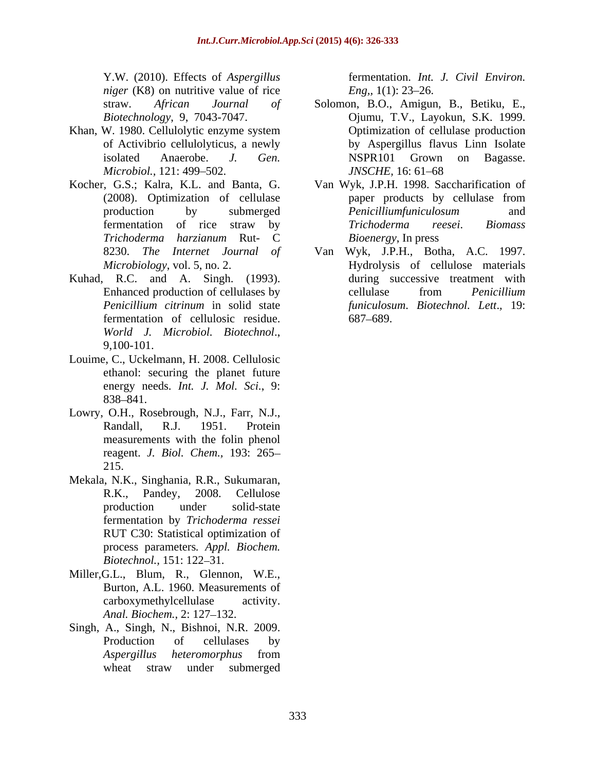Y.W. (2010). Effects of *Aspergillus niger* (K8) on nutritive value of rice straw. *African Journal of Biotechnology*, 9, 7043-7047.

Khan, W. 1980. Cellulolytic enzyme system of Activibrio cellulolyticus, a newly isolated Anaerobe. *J. Gen. Microbiol.*, 121: 499–502.

Kocher, G.S.; Kalra, K.L. and Banta, G. (2008). Optimization of cellulase production by submerged fermentation of rice straw by *Trichoderma harzianum* Rut- C 8230. *The Internet Journal of Microbiology*, vol. 5, no. 2.

Kuhad, R.C. and A. Singh. (1993). Enhanced production of cellulases by *Penicillium citrinum* in solid state fermentation of cellulosic residue. *World J. Microbiol. Biotechnol*., 9,100-101.

Louime, C., Uckelmann, H. 2008. Cellulosic ethanol: securing the planet future energy needs. *Int. J. Mol. Sci.*, 9: 838–841.

Lowry, O.H., Rosebrough, N.J., Farr, N.J., Randall, R.J. 1951. Protein measurements with the folin phenol reagent. *J. Biol. Chem.*, 193: 265–215.

Mekala, N.K., Singhania, R.R., Sukumaran, R.K., Pandey, 2008. Cellulose production under solid-state fermentation by *Trichoderma ressei* RUT C30: Statistical optimization of process parameters*. Appl. Biochem. Biotechnol.*, 151: 122–31.

Miller,G.L., Blum, R., Glennon, W.E., Burton, A.L. 1960. Measurements of carboxymethylcellulase activity. *Anal. Biochem.*, 2: 127–132.

Singh, A., Singh, N., Bishnoi, N.R. 2009. Production of cellulases by *Aspergillus heteromorphus* from wheat straw under submerged fermentation. *Int. J. Civil Environ. Eng*,, 1(1): 23–26.

Solomon, B.O., Amigun, B., Betiku, E., Ojumu, T.V., Layokun, S.K. 1999. Optimization of cellulase production by Aspergillus flavus Linn Isolate NSPR101 Grown on Bagasse. *JNSCHE*, 16: 61–68

Van Wyk, J.P.H. 1998. Saccharification of paper products by cellulase from *Penicilliumfuniculosum* and *Trichoderma reesei*. *Biomass Bioenergy*, In press

Van Wyk, J.P.H., Botha, A.C. 1997. Hydrolysis of cellulose materials during successive treatment with cellulase from *Penicillium funiculosum*. *Biotechnol. Lett*., 19: 687–689.